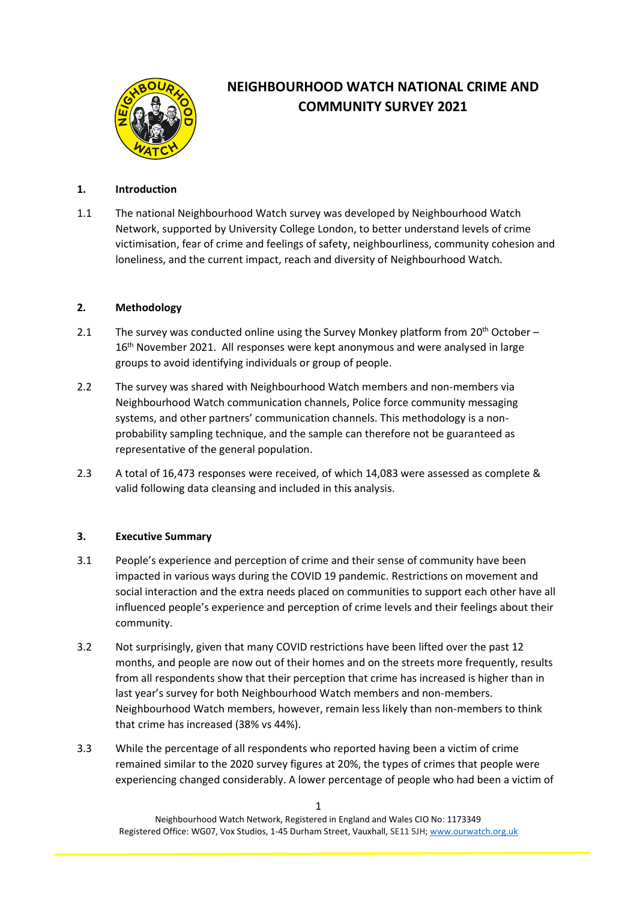# NEIGHBOURHOOD WATCH NATIONAL CRIME AND COMMUNITY SURVEY 2021

## 1. Introduction

1.1 The national Neighbourhood Watch survey was developed by Neighbourhood Watch Network, supported by University College London, to better understand levels of crime victimisation, fear of crime and feelings of safety, neighbourliness, community cohesion and loneliness, and the current impact, reach and diversity of Neighbourhood Watch.

## 2. Methodology

2.1 The survey was conducted online using the Survey Monkey platform from 20th October – 16th November 2021. All responses were kept anonymous and were analysed in large groups to avoid identifying individuals or group of people.

2.2 The survey was shared with Neighbourhood Watch members and non-members via Neighbourhood Watch communication channels, Police force community messaging systems, and other partners' communication channels. This methodology is a non-probability sampling technique, and the sample can therefore not be guaranteed as representative of the general population.

2.3 A total of 16,473 responses were received, of which 14,083 were assessed as complete & valid following data cleansing and included in this analysis.

## 3. Executive Summary

3.1 People's experience and perception of crime and their sense of community have been impacted in various ways during the COVID 19 pandemic. Restrictions on movement and social interaction and the extra needs placed on communities to support each other have all influenced people's experience and perception of crime levels and their feelings about their community.

3.2 Not surprisingly, given that many COVID restrictions have been lifted over the past 12 months, and people are now out of their homes and on the streets more frequently, results from all respondents show that their perception that crime has increased is higher than in last year's survey for both Neighbourhood Watch members and non-members. Neighbourhood Watch members, however, remain less likely than non-members to think that crime has increased (38% vs 44%).

3.3 While the percentage of all respondents who reported having been a victim of crime remained similar to the 2020 survey figures at 20%, the types of crimes that people were experiencing changed considerably. A lower percentage of people who had been a victim of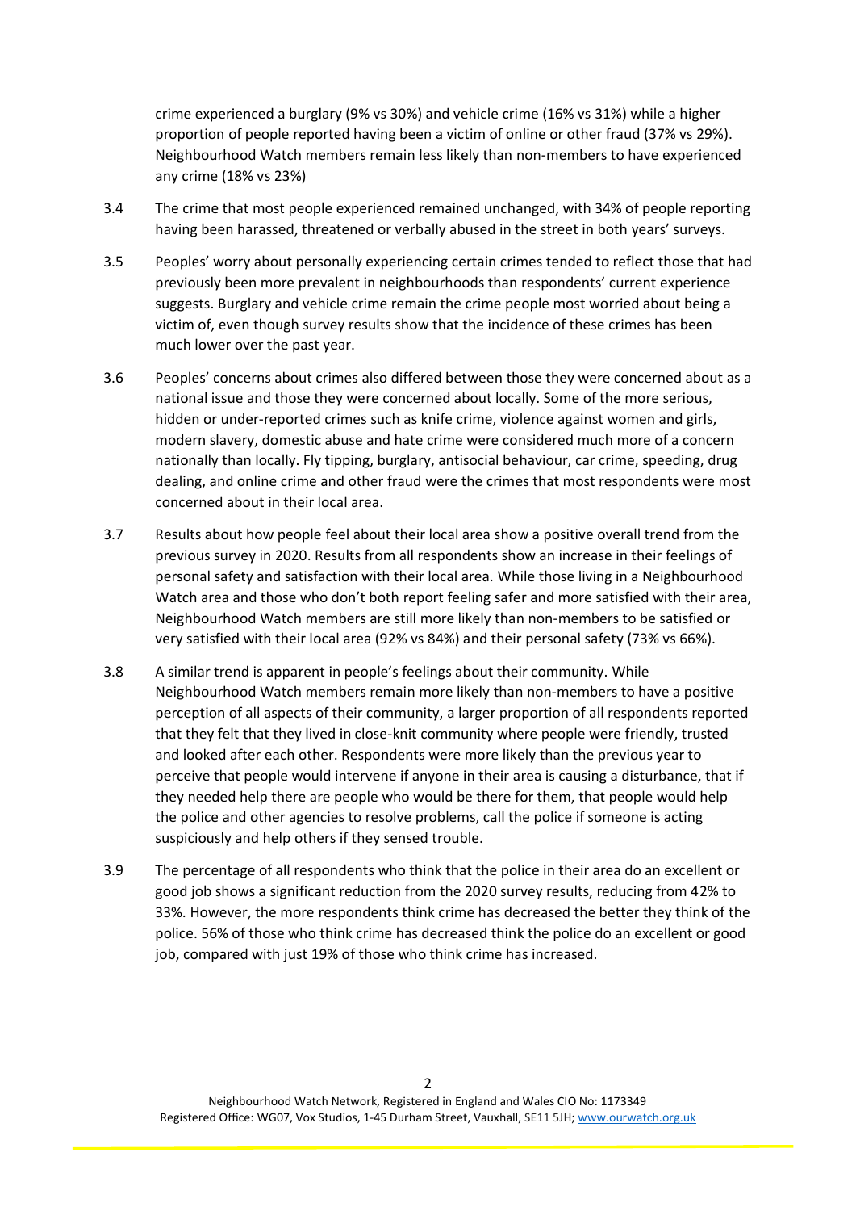crime experienced a burglary (9% vs 30%) and vehicle crime (16% vs 31%) while a higher proportion of people reported having been a victim of online or other fraud (37% vs 29%). Neighbourhood Watch members remain less likely than non-members to have experienced any crime (18% vs 23%)

3.4 The crime that most people experienced remained unchanged, with 34% of people reporting having been harassed, threatened or verbally abused in the street in both years' surveys.

3.5 Peoples' worry about personally experiencing certain crimes tended to reflect those that had previously been more prevalent in neighbourhoods than respondents' current experience suggests. Burglary and vehicle crime remain the crime people most worried about being a victim of, even though survey results show that the incidence of these crimes has been much lower over the past year.

3.6 Peoples' concerns about crimes also differed between those they were concerned about as a national issue and those they were concerned about locally. Some of the more serious, hidden or under-reported crimes such as knife crime, violence against women and girls, modern slavery, domestic abuse and hate crime were considered much more of a concern nationally than locally. Fly tipping, burglary, antisocial behaviour, car crime, speeding, drug dealing, and online crime and other fraud were the crimes that most respondents were most concerned about in their local area.

3.7 Results about how people feel about their local area show a positive overall trend from the previous survey in 2020. Results from all respondents show an increase in their feelings of personal safety and satisfaction with their local area. While those living in a Neighbourhood Watch area and those who don't both report feeling safer and more satisfied with their area, Neighbourhood Watch members are still more likely than non-members to be satisfied or very satisfied with their local area (92% vs 84%) and their personal safety (73% vs 66%).

3.8 A similar trend is apparent in people's feelings about their community. While Neighbourhood Watch members remain more likely than non-members to have a positive perception of all aspects of their community, a larger proportion of all respondents reported that they felt that they lived in close-knit community where people were friendly, trusted and looked after each other. Respondents were more likely than the previous year to perceive that people would intervene if anyone in their area is causing a disturbance, that if they needed help there are people who would be there for them, that people would help the police and other agencies to resolve problems, call the police if someone is acting suspiciously and help others if they sensed trouble.

3.9 The percentage of all respondents who think that the police in their area do an excellent or good job shows a significant reduction from the 2020 survey results, reducing from 42% to 33%. However, the more respondents think crime has decreased the better they think of the police. 56% of those who think crime has decreased think the police do an excellent or good job, compared with just 19% of those who think crime has increased.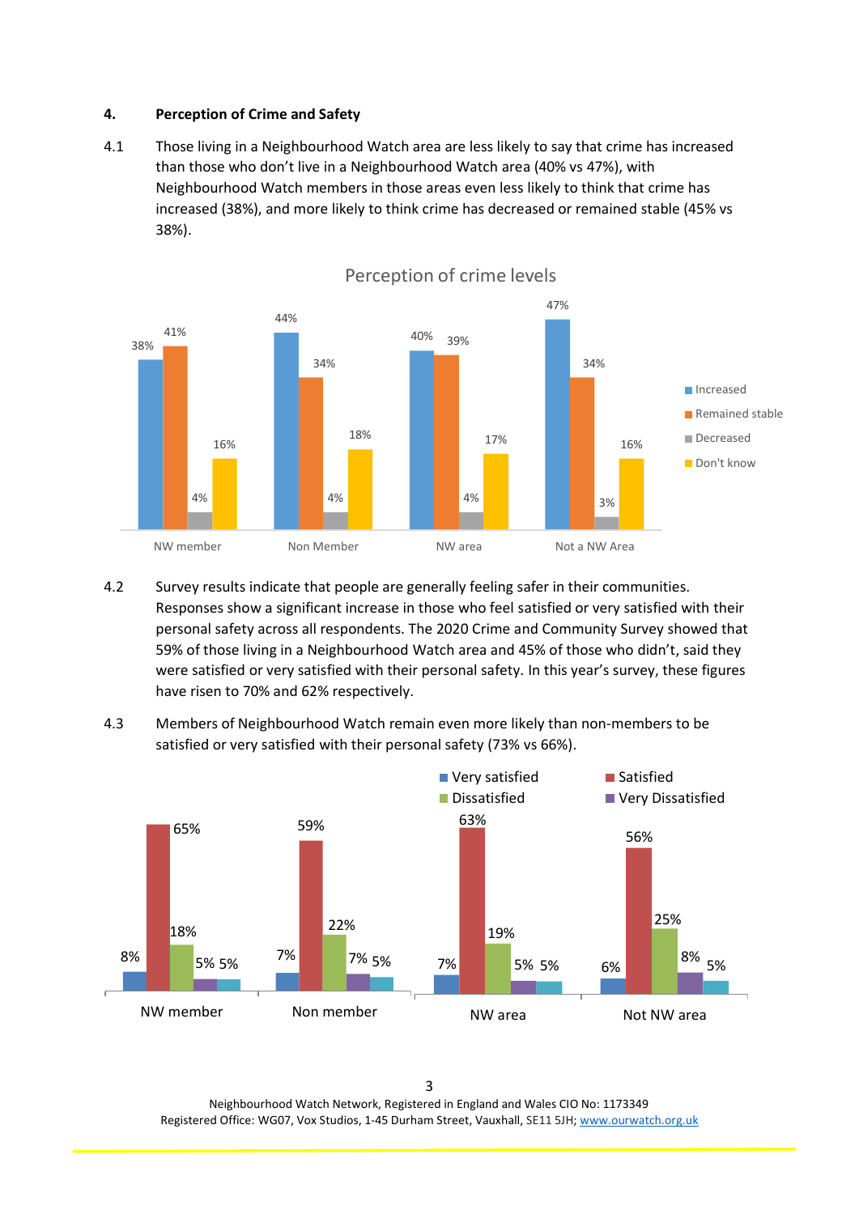## 4. Perception of Crime and Safety

4.1 Those living in a Neighbourhood Watch area are less likely to say that crime has increased than those who don't live in a Neighbourhood Watch area (40% vs 47%), with Neighbourhood Watch members in those areas even less likely to think that crime has increased (38%), and more likely to think crime has decreased or remained stable (45% vs 38%).

**Perception of crime levels**

| | Increased | Remained stable | Decreased | Don't know |
|---|---|---|---|---|
| NW member | 38% | 41% | 4% | 16% |
| Non Member | 44% | 34% | 4% | 18% |
| NW area | 40% | 39% | 4% | 17% |
| Not a NW Area | 47% | 34% | 3% | 16% |

4.2 Survey results indicate that people are generally feeling safer in their communities. Responses show a significant increase in those who feel satisfied or very satisfied with their personal safety across all respondents. The 2020 Crime and Community Survey showed that 59% of those living in a Neighbourhood Watch area and 45% of those who didn't, said they were satisfied or very satisfied with their personal safety. In this year's survey, these figures have risen to 70% and 62% respectively.

4.3 Members of Neighbourhood Watch remain even more likely than non-members to be satisfied or very satisfied with their personal safety (73% vs 66%).

| | Very satisfied | Satisfied | Dissatisfied | Very Dissatisfied | |
|---|---|---|---|---|---|
| NW member | 8% | 65% | 18% | 5% | 5% |
| Non member | 7% | 59% | 22% | 7% | 5% |
| NW area | 7% | 63% | 19% | 5% | 5% |
| Not NW area | 6% | 56% | 25% | 8% | 5% |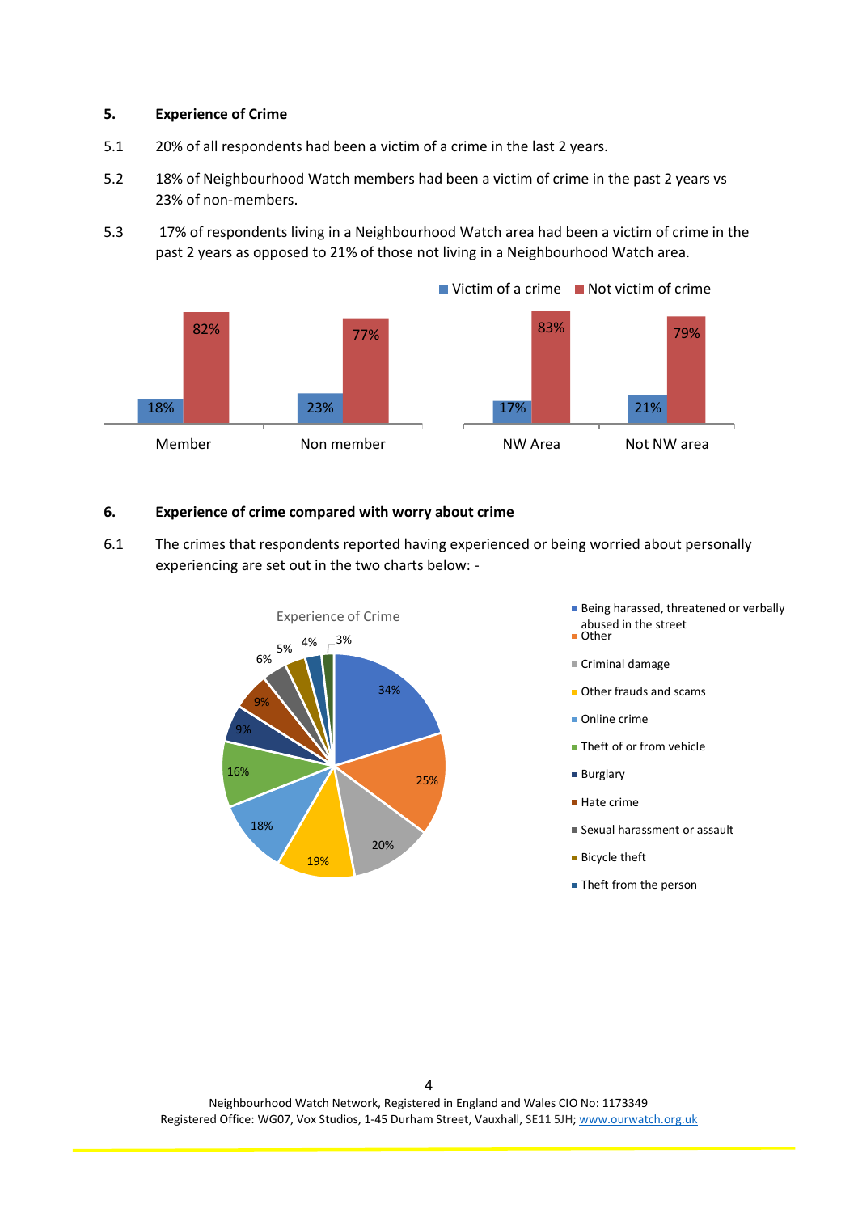## 5. Experience of Crime

5.1 20% of all respondents had been a victim of a crime in the last 2 years.

5.2 18% of Neighbourhood Watch members had been a victim of crime in the past 2 years vs 23% of non-members.

5.3 17% of respondents living in a Neighbourhood Watch area had been a victim of crime in the past 2 years as opposed to 21% of those not living in a Neighbourhood Watch area.

| | Victim of a crime | Not victim of crime |
|---|---|---|
| Member | 18% | 82% |
| Non member | 23% | 77% |
| NW Area | 17% | 83% |
| Not NW area | 21% | 79% |

## 6. Experience of crime compared with worry about crime

6.1 The crimes that respondents reported having experienced or being worried about personally experiencing are set out in the two charts below: -

**Experience of Crime**

| Crime | % |
|---|---|
| Being harassed, threatened or verbally abused in the street | 34% |
| Other | 25% |
| Criminal damage | 20% |
| Other frauds and scams | 19% |
| Online crime | 18% |
| Theft of or from vehicle | 16% |
| Burglary | 9% |
| Hate crime | 9% |
| Sexual harassment or assault | 6% |
| Bicycle theft | 5% |
| Theft from the person | 4% |
| | 3% |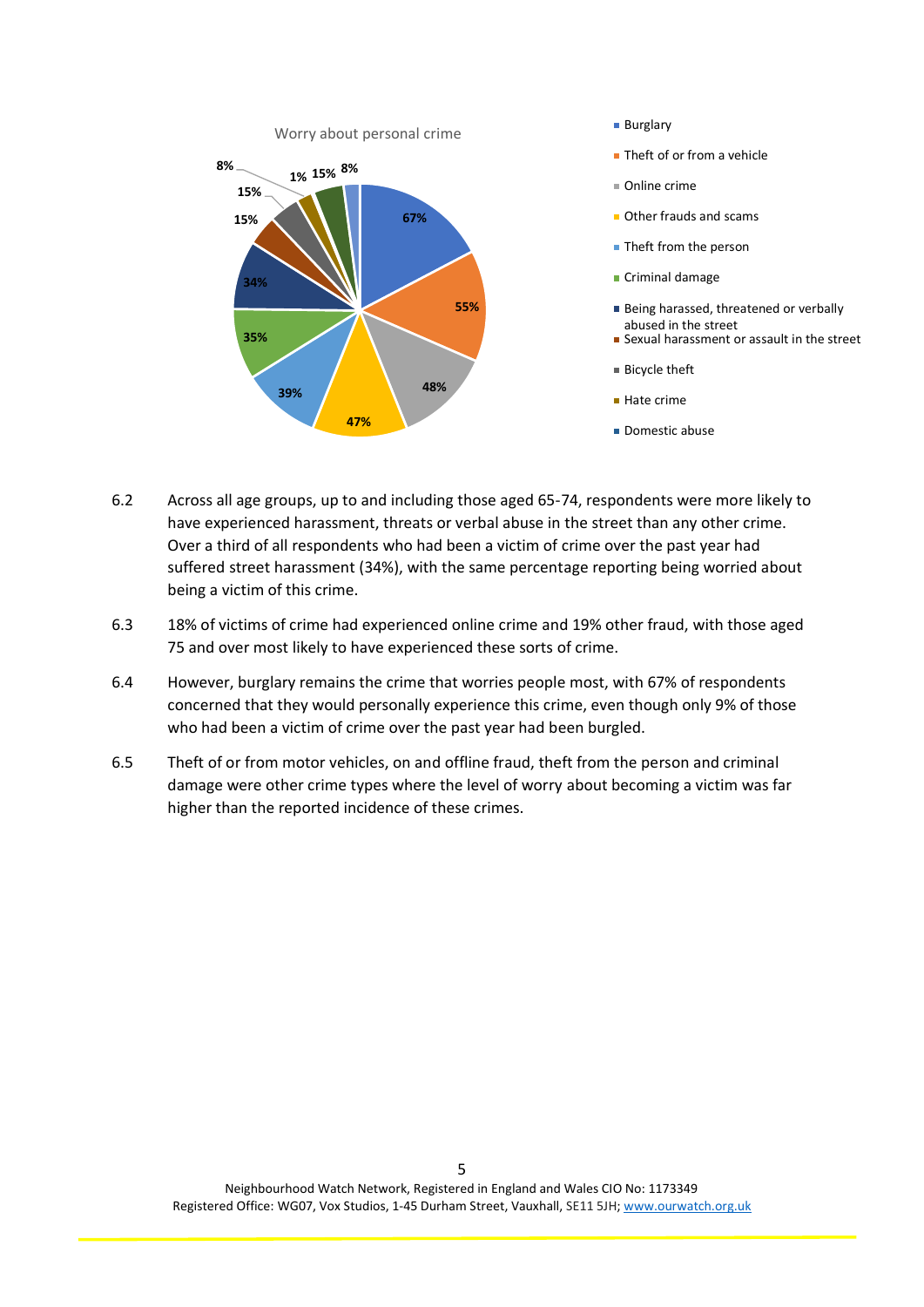Worry about personal crime

| Crime type | Worry (%) |
| --- | --- |
| Burglary | 67% |
| Theft of or from a vehicle | 55% |
| Online crime | 48% |
| Other frauds and scams | 47% |
| Theft from the person | 39% |
| Criminal damage | 35% |
| Being harassed, threatened or verbally abused in the street | 34% |
| Sexual harassment or assault in the street | 15% |
| Bicycle theft | 15% |
| Hate crime | 8% |
| Domestic abuse | 1% |
| | 15% |
| | 8% |

6.2 Across all age groups, up to and including those aged 65-74, respondents were more likely to have experienced harassment, threats or verbal abuse in the street than any other crime. Over a third of all respondents who had been a victim of crime over the past year had suffered street harassment (34%), with the same percentage reporting being worried about being a victim of this crime.

6.3 18% of victims of crime had experienced online crime and 19% other fraud, with those aged 75 and over most likely to have experienced these sorts of crime.

6.4 However, burglary remains the crime that worries people most, with 67% of respondents concerned that they would personally experience this crime, even though only 9% of those who had been a victim of crime over the past year had been burgled.

6.5 Theft of or from motor vehicles, on and offline fraud, theft from the person and criminal damage were other crime types where the level of worry about becoming a victim was far higher than the reported incidence of these crimes.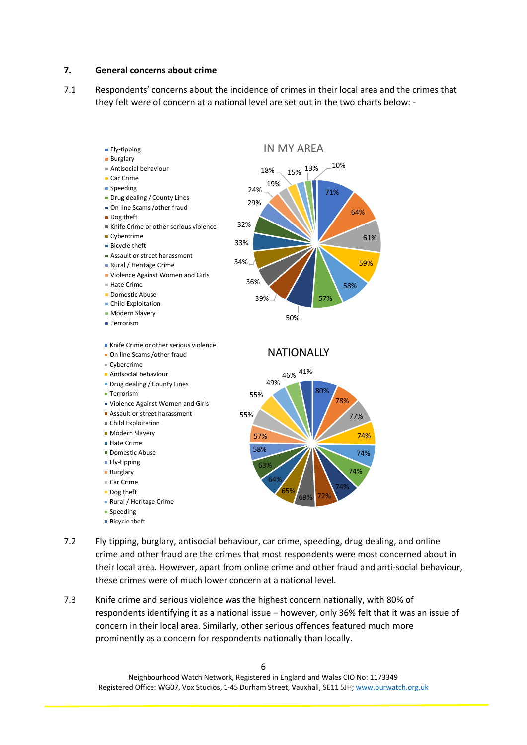## 7. General concerns about crime

7.1 Respondents' concerns about the incidence of crimes in their local area and the crimes that they felt were of concern at a national level are set out in the two charts below: -

**IN MY AREA**

| Crime | % |
|---|---|
| Fly-tipping | 71% |
| Burglary | 64% |
| Antisocial behaviour | 61% |
| Car Crime | 59% |
| Speeding | 58% |
| Drug dealing / County Lines | 57% |
| On line Scams /other fraud | 50% |
| Dog theft | 39% |
| Knife Crime or other serious violence | 36% |
| Cybercrime | 34% |
| Bicycle theft | 33% |
| Assault or street harassment | 32% |
| Rural / Heritage Crime | 29% |
| Violence Against Women and Girls | 24% |
| Hate Crime | 19% |
| Domestic Abuse | 18% |
| Child Exploitation | 15% |
| Modern Slavery | 13% |
| Terrorism | 10% |

**NATIONALLY**

| Crime | % |
|---|---|
| Knife Crime or other serious violence | 80% |
| On line Scams /other fraud | 78% |
| Cybercrime | 77% |
| Antisocial behaviour | 74% |
| Drug dealing / County Lines | 74% |
| Terrorism | 74% |
| Violence Against Women and Girls | 74% |
| Assault or street harassment | 72% |
| Child Exploitation | 69% |
| Modern Slavery | 65% |
| Hate Crime | 64% |
| Domestic Abuse | 63% |
| Fly-tipping | 58% |
| Burglary | 57% |
| Car Crime | 55% |
| Dog theft | 55% |
| Rural / Heritage Crime | 49% |
| Speeding | 46% |
| Bicycle theft | 41% |

7.2 Fly tipping, burglary, antisocial behaviour, car crime, speeding, drug dealing, and online crime and other fraud are the crimes that most respondents were most concerned about in their local area. However, apart from online crime and other fraud and anti-social behaviour, these crimes were of much lower concern at a national level.

7.3 Knife crime and serious violence was the highest concern nationally, with 80% of respondents identifying it as a national issue – however, only 36% felt that it was an issue of concern in their local area. Similarly, other serious offences featured much more prominently as a concern for respondents nationally than locally.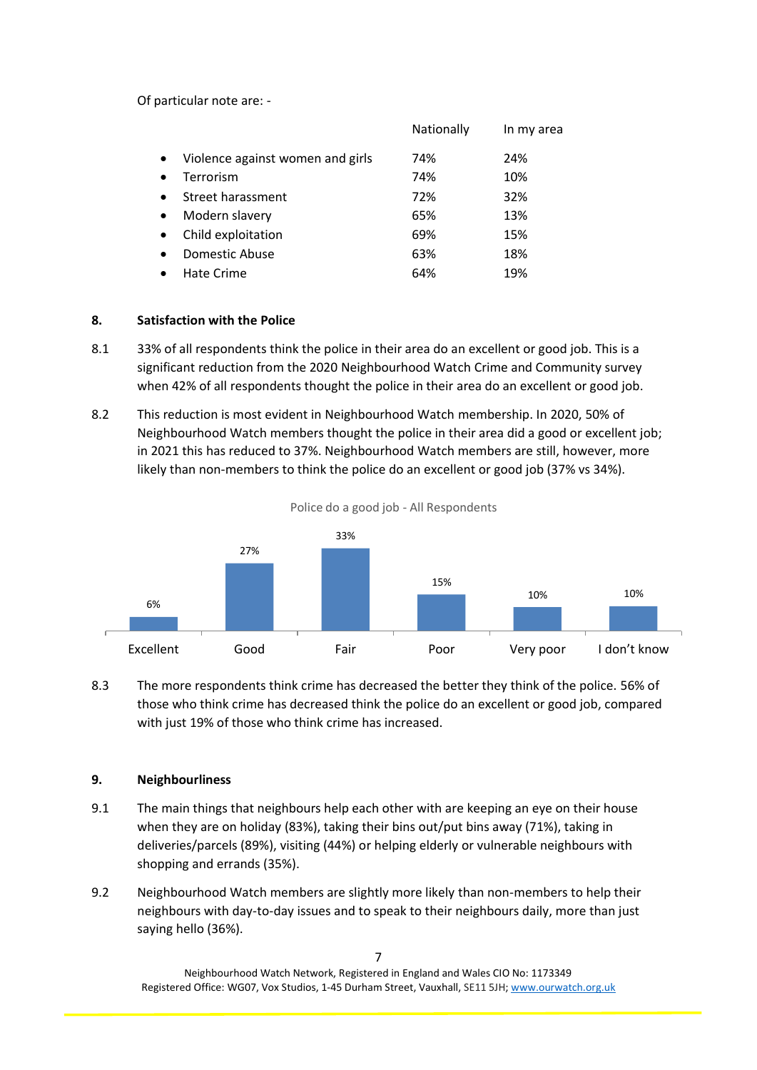Of particular note are: -

| | Nationally | In my area |
|---|---|---|
| • Violence against women and girls | 74% | 24% |
| • Terrorism | 74% | 10% |
| • Street harassment | 72% | 32% |
| • Modern slavery | 65% | 13% |
| • Child exploitation | 69% | 15% |
| • Domestic Abuse | 63% | 18% |
| • Hate Crime | 64% | 19% |

## 8. Satisfaction with the Police

8.1 33% of all respondents think the police in their area do an excellent or good job. This is a significant reduction from the 2020 Neighbourhood Watch Crime and Community survey when 42% of all respondents thought the police in their area do an excellent or good job.

8.2 This reduction is most evident in Neighbourhood Watch membership. In 2020, 50% of Neighbourhood Watch members thought the police in their area did a good or excellent job; in 2021 this has reduced to 37%. Neighbourhood Watch members are still, however, more likely than non-members to think the police do an excellent or good job (37% vs 34%).

Police do a good job - All Respondents

| Excellent | Good | Fair | Poor | Very poor | I don't know |
|---|---|---|---|---|---|
| 6% | 27% | 33% | 15% | 10% | 10% |

8.3 The more respondents think crime has decreased the better they think of the police. 56% of those who think crime has decreased think the police do an excellent or good job, compared with just 19% of those who think crime has increased.

## 9. Neighbourliness

9.1 The main things that neighbours help each other with are keeping an eye on their house when they are on holiday (83%), taking their bins out/put bins away (71%), taking in deliveries/parcels (89%), visiting (44%) or helping elderly or vulnerable neighbours with shopping and errands (35%).

9.2 Neighbourhood Watch members are slightly more likely than non-members to help their neighbours with day-to-day issues and to speak to their neighbours daily, more than just saying hello (36%).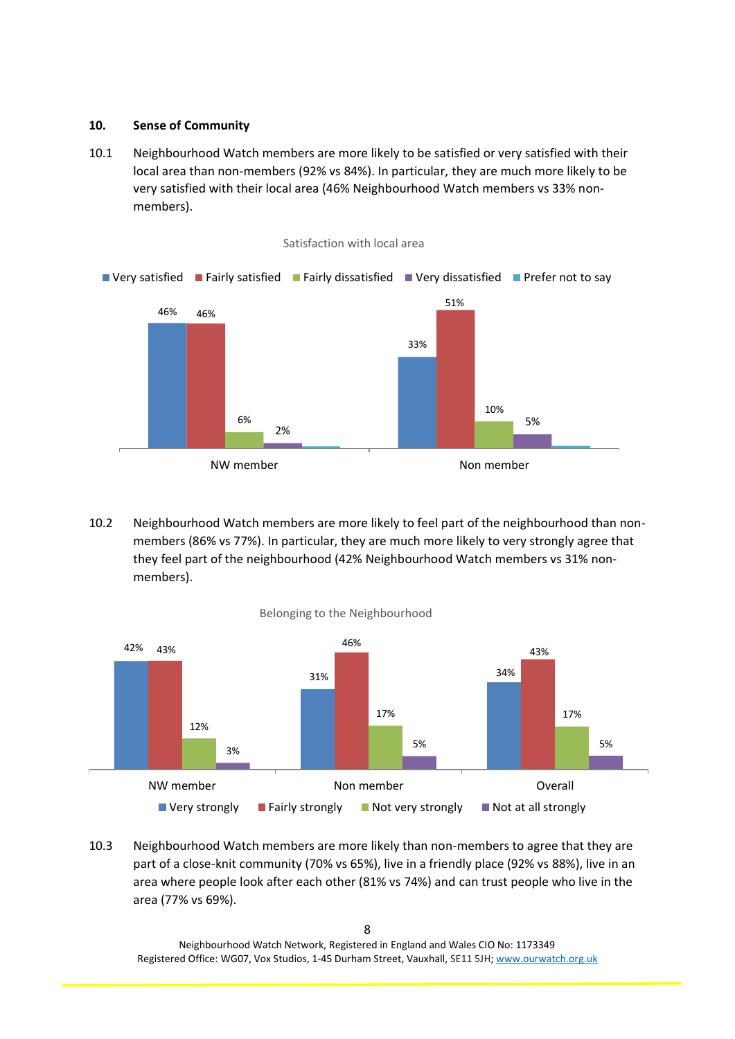## 10. Sense of Community

10.1 Neighbourhood Watch members are more likely to be satisfied or very satisfied with their local area than non-members (92% vs 84%). In particular, they are much more likely to be very satisfied with their local area (46% Neighbourhood Watch members vs 33% non-members).

Satisfaction with local area

| | Very satisfied | Fairly satisfied | Fairly dissatisfied | Very dissatisfied | Prefer not to say |
|---|---|---|---|---|---|
| NW member | 46% | 46% | 6% | 2% | |
| Non member | 33% | 51% | 10% | 5% | |

10.2 Neighbourhood Watch members are more likely to feel part of the neighbourhood than non-members (86% vs 77%). In particular, they are much more likely to very strongly agree that they feel part of the neighbourhood (42% Neighbourhood Watch members vs 31% non-members).

Belonging to the Neighbourhood

| | Very strongly | Fairly strongly | Not very strongly | Not at all strongly |
|---|---|---|---|---|
| NW member | 42% | 43% | 12% | 3% |
| Non member | 31% | 46% | 17% | 5% |
| Overall | 34% | 43% | 17% | 5% |

10.3 Neighbourhood Watch members are more likely than non-members to agree that they are part of a close-knit community (70% vs 65%), live in a friendly place (92% vs 88%), live in an area where people look after each other (81% vs 74%) and can trust people who live in the area (77% vs 69%).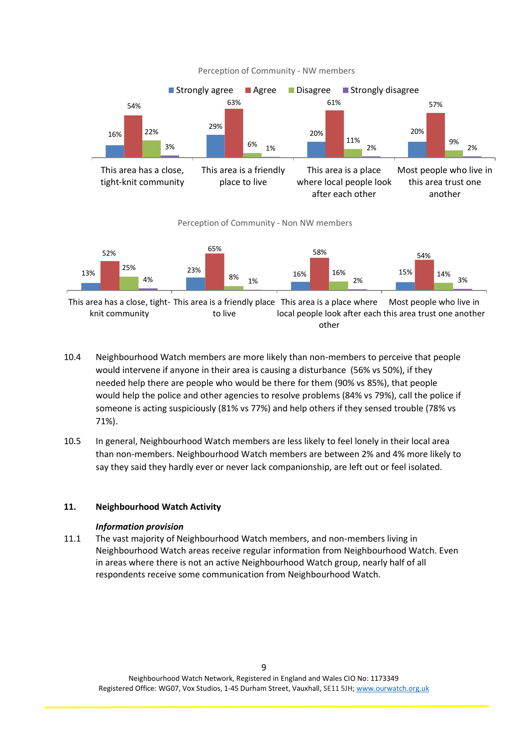Perception of Community - NW members

| | Strongly agree | Agree | Disagree | Strongly disagree |
|---|---|---|---|---|
| This area has a close, tight-knit community | 16% | 54% | 22% | 3% |
| This area is a friendly place to live | 29% | 63% | 6% | 1% |
| This area is a place where local people look after each other | 20% | 61% | 11% | 2% |
| Most people who live in this area trust one another | 20% | 57% | 9% | 2% |

Perception of Community - Non NW members

| | Strongly agree | Agree | Disagree | Strongly disagree |
|---|---|---|---|---|
| This area has a close, tight-knit community | 13% | 52% | 25% | 4% |
| This area is a friendly place to live | 23% | 65% | 8% | 1% |
| This area is a place where local people look after each other | 16% | 58% | 16% | 2% |
| Most people who live in this area trust one another | 15% | 54% | 14% | 3% |

10.4 Neighbourhood Watch members are more likely than non-members to perceive that people would intervene if anyone in their area is causing a disturbance (56% vs 50%), if they needed help there are people who would be there for them (90% vs 85%), that people would help the police and other agencies to resolve problems (84% vs 79%), call the police if someone is acting suspiciously (81% vs 77%) and help others if they sensed trouble (78% vs 71%).

10.5 In general, Neighbourhood Watch members are less likely to feel lonely in their local area than non-members. Neighbourhood Watch members are between 2% and 4% more likely to say they said they hardly ever or never lack companionship, are left out or feel isolated.

## 11. Neighbourhood Watch Activity

***Information provision***

11.1 The vast majority of Neighbourhood Watch members, and non-members living in Neighbourhood Watch areas receive regular information from Neighbourhood Watch. Even in areas where there is not an active Neighbourhood Watch group, nearly half of all respondents receive some communication from Neighbourhood Watch.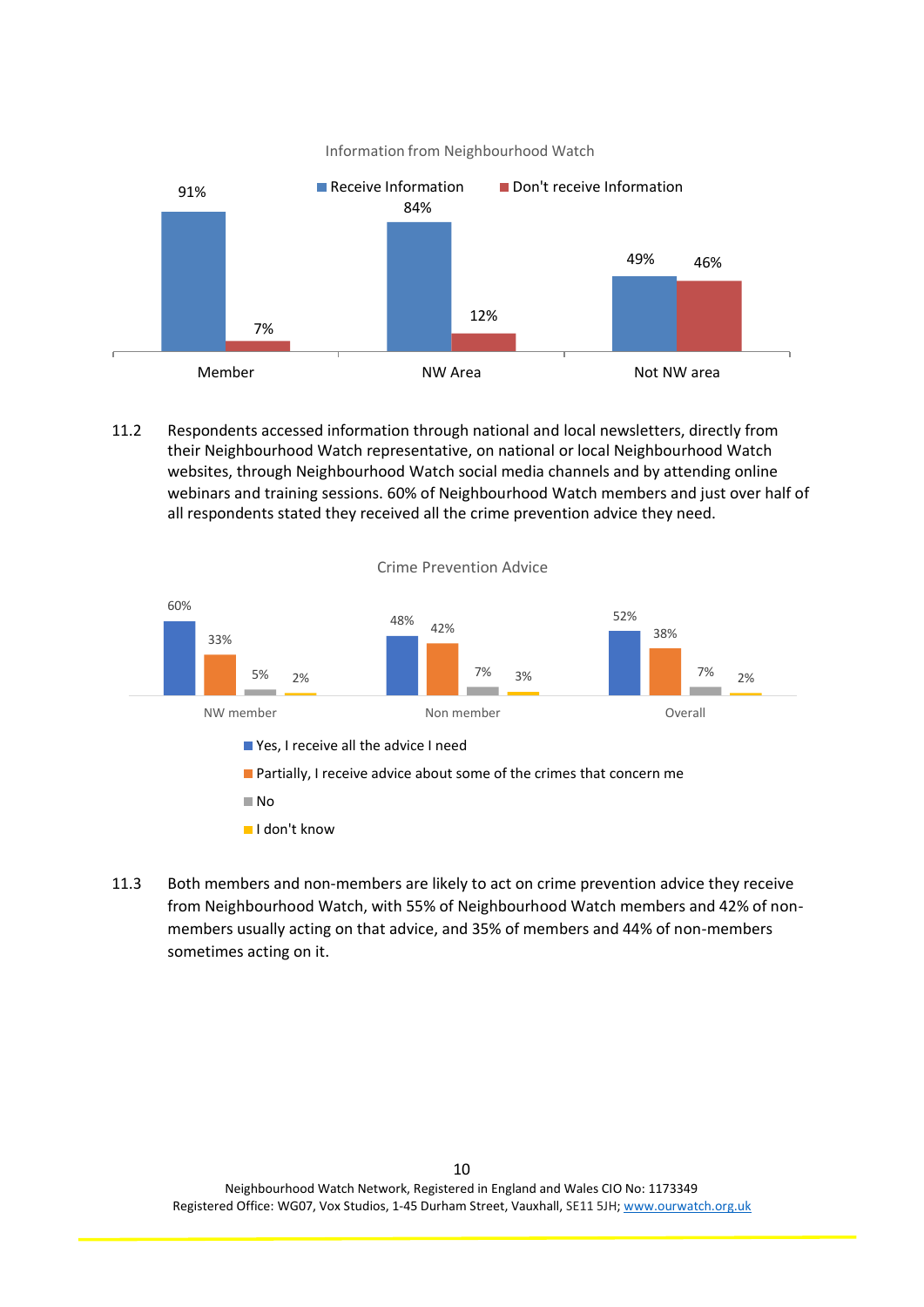Information from Neighbourhood Watch

| | Receive Information | Don't receive Information |
|---|---|---|
| Member | 91% | 7% |
| NW Area | 84% | 12% |
| Not NW area | 49% | 46% |

11.2 Respondents accessed information through national and local newsletters, directly from their Neighbourhood Watch representative, on national or local Neighbourhood Watch websites, through Neighbourhood Watch social media channels and by attending online webinars and training sessions. 60% of Neighbourhood Watch members and just over half of all respondents stated they received all the crime prevention advice they need.

Crime Prevention Advice

| | Yes, I receive all the advice I need | Partially, I receive advice about some of the crimes that concern me | No | I don't know |
|---|---|---|---|---|
| NW member | 60% | 33% | 5% | 2% |
| Non member | 48% | 42% | 7% | 3% |
| Overall | 52% | 38% | 7% | 2% |

11.3 Both members and non-members are likely to act on crime prevention advice they receive from Neighbourhood Watch, with 55% of Neighbourhood Watch members and 42% of non-members usually acting on that advice, and 35% of members and 44% of non-members sometimes acting on it.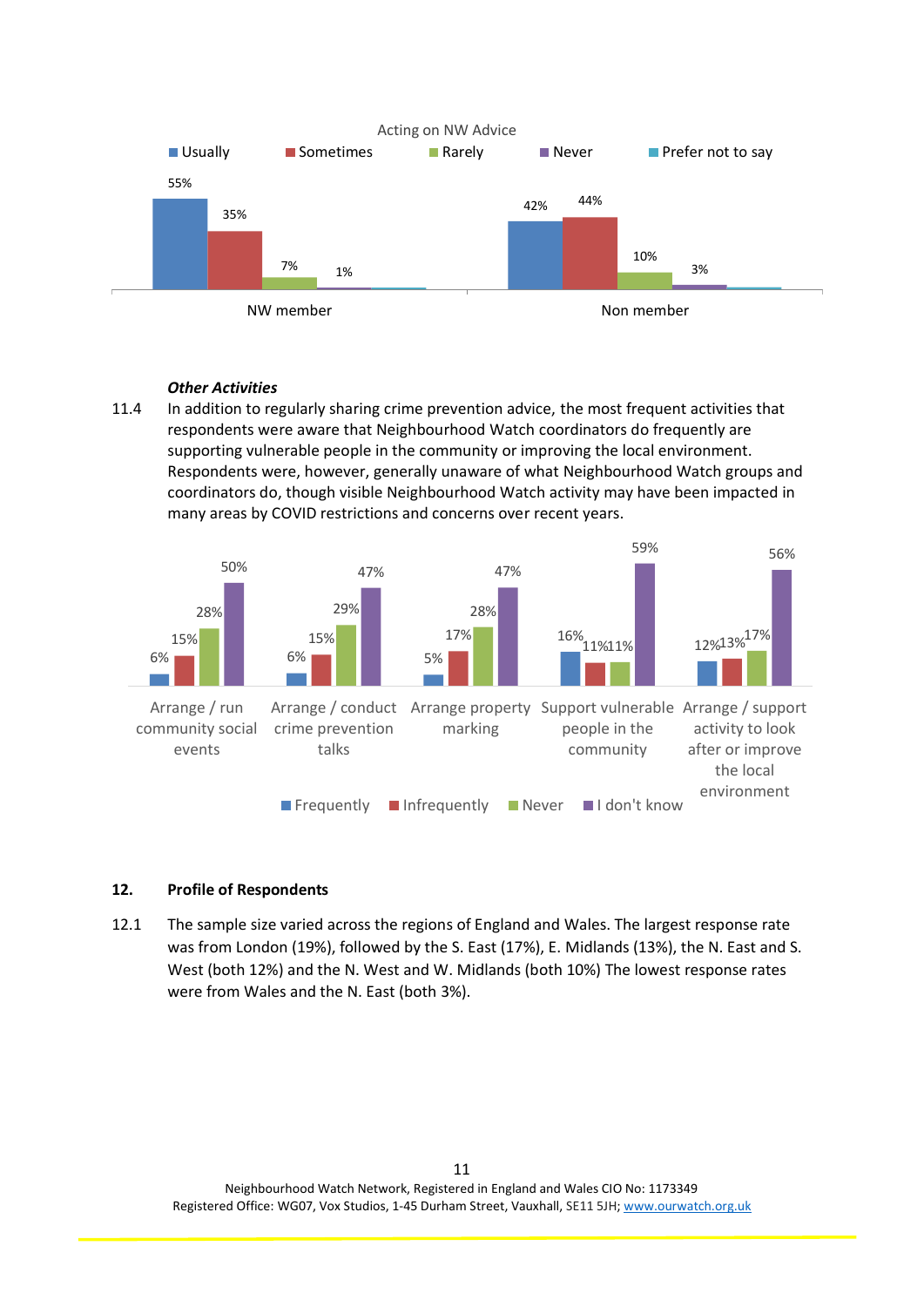Acting on NW Advice

| | Usually | Sometimes | Rarely | Never | Prefer not to say |
|---|---|---|---|---|---|
| NW member | 55% | 35% | 7% | 1% | |
| Non member | 42% | 44% | 10% | 3% | |

*Other Activities*

11.4 In addition to regularly sharing crime prevention advice, the most frequent activities that respondents were aware that Neighbourhood Watch coordinators do frequently are supporting vulnerable people in the community or improving the local environment. Respondents were, however, generally unaware of what Neighbourhood Watch groups and coordinators do, though visible Neighbourhood Watch activity may have been impacted in many areas by COVID restrictions and concerns over recent years.

| | Frequently | Infrequently | Never | I don't know |
|---|---|---|---|---|
| Arrange / run community social events | 6% | 15% | 28% | 50% |
| Arrange / conduct crime prevention talks | 6% | 15% | 29% | 47% |
| Arrange property marking | 5% | 17% | 28% | 47% |
| Support vulnerable people in the community | 16% | 11% | 11% | 59% |
| Arrange / support activity to look after or improve the local environment | 12% | 13% | 17% | 56% |

## 12. Profile of Respondents

12.1 The sample size varied across the regions of England and Wales. The largest response rate was from London (19%), followed by the S. East (17%), E. Midlands (13%), the N. East and S. West (both 12%) and the N. West and W. Midlands (both 10%) The lowest response rates were from Wales and the N. East (both 3%).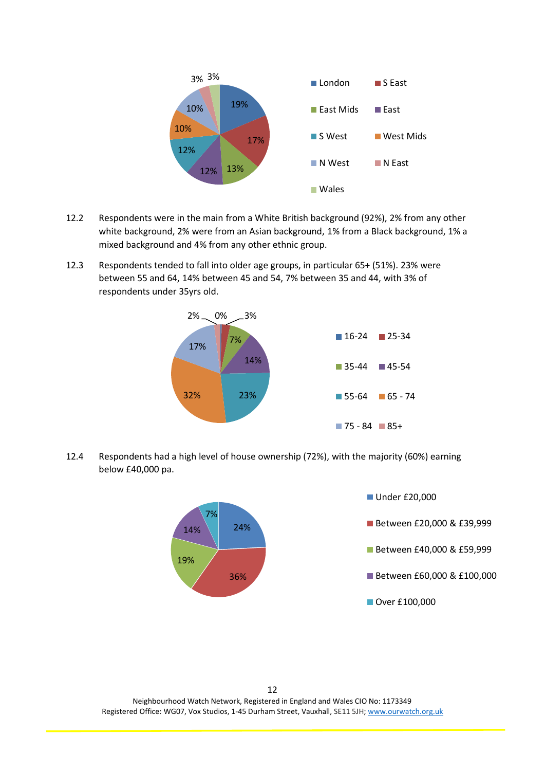| Region | % |
|---|---|
| London | 19% |
| S East | 17% |
| East Mids | 13% |
| East | 12% |
| S West | 12% |
| West Mids | 10% |
| N West | 10% |
| N East | 3% |
| Wales | 3% |

12.2 Respondents were in the main from a White British background (92%), 2% from any other white background, 2% were from an Asian background, 1% from a Black background, 1% a mixed background and 4% from any other ethnic group.

12.3 Respondents tended to fall into older age groups, in particular 65+ (51%). 23% were between 55 and 64, 14% between 45 and 54, 7% between 35 and 44, with 3% of respondents under 35yrs old.

| Age group | % |
|---|---|
| 16-24 | 0% |
| 25-34 | 3% |
| 35-44 | 7% |
| 45-54 | 14% |
| 55-64 | 23% |
| 65 - 74 | 32% |
| 75 - 84 | 17% |
| 85+ | 2% |

12.4 Respondents had a high level of house ownership (72%), with the majority (60%) earning below £40,000 pa.

| Income | % |
|---|---|
| Under £20,000 | 24% |
| Between £20,000 & £39,999 | 36% |
| Between £40,000 & £59,999 | 19% |
| Between £60,000 & £100,000 | 14% |
| Over £100,000 | 7% |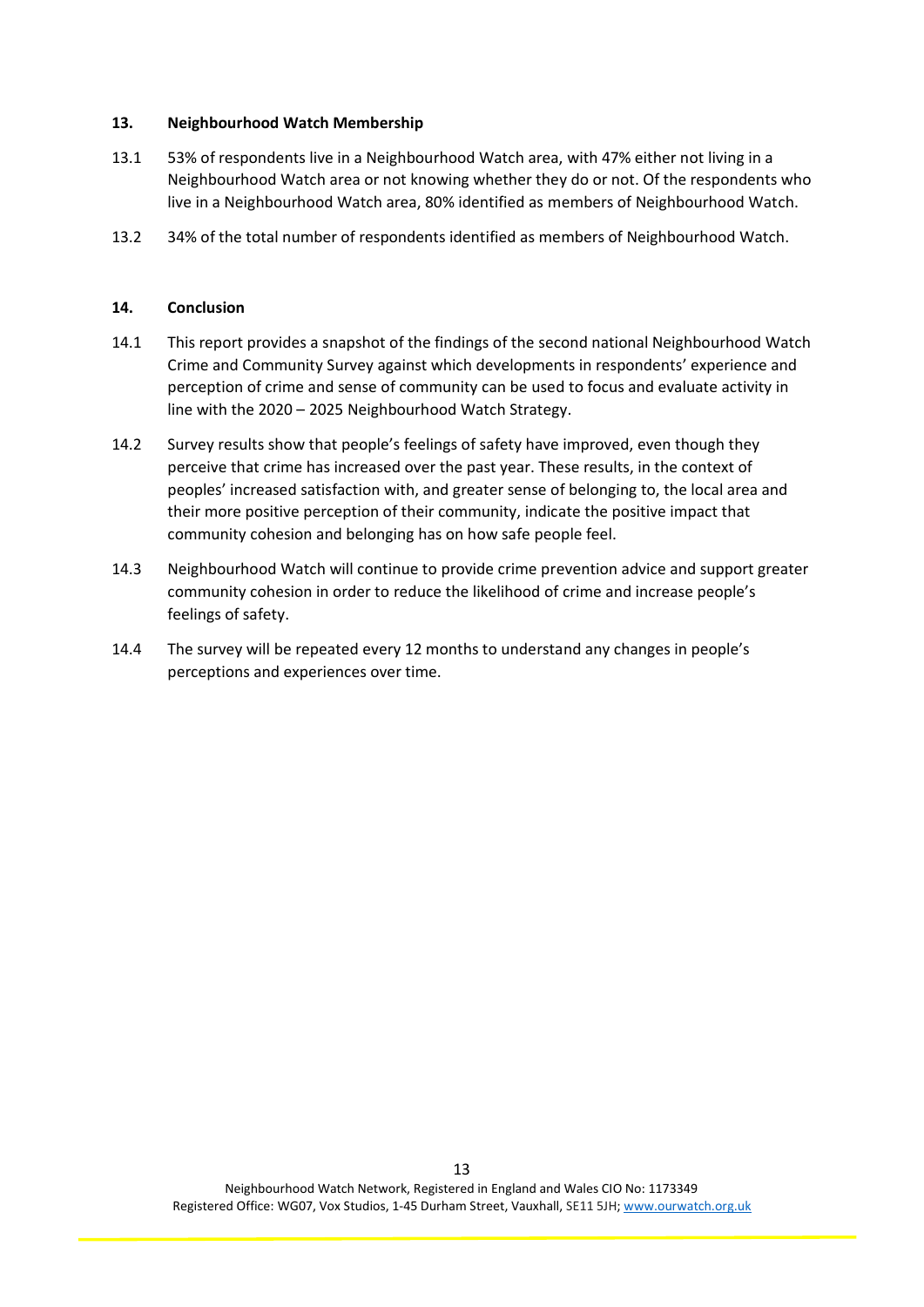## 13. Neighbourhood Watch Membership

13.1 53% of respondents live in a Neighbourhood Watch area, with 47% either not living in a Neighbourhood Watch area or not knowing whether they do or not. Of the respondents who live in a Neighbourhood Watch area, 80% identified as members of Neighbourhood Watch.

13.2 34% of the total number of respondents identified as members of Neighbourhood Watch.

## 14. Conclusion

14.1 This report provides a snapshot of the findings of the second national Neighbourhood Watch Crime and Community Survey against which developments in respondents' experience and perception of crime and sense of community can be used to focus and evaluate activity in line with the 2020 – 2025 Neighbourhood Watch Strategy.

14.2 Survey results show that people's feelings of safety have improved, even though they perceive that crime has increased over the past year. These results, in the context of peoples' increased satisfaction with, and greater sense of belonging to, the local area and their more positive perception of their community, indicate the positive impact that community cohesion and belonging has on how safe people feel.

14.3 Neighbourhood Watch will continue to provide crime prevention advice and support greater community cohesion in order to reduce the likelihood of crime and increase people's feelings of safety.

14.4 The survey will be repeated every 12 months to understand any changes in people's perceptions and experiences over time.